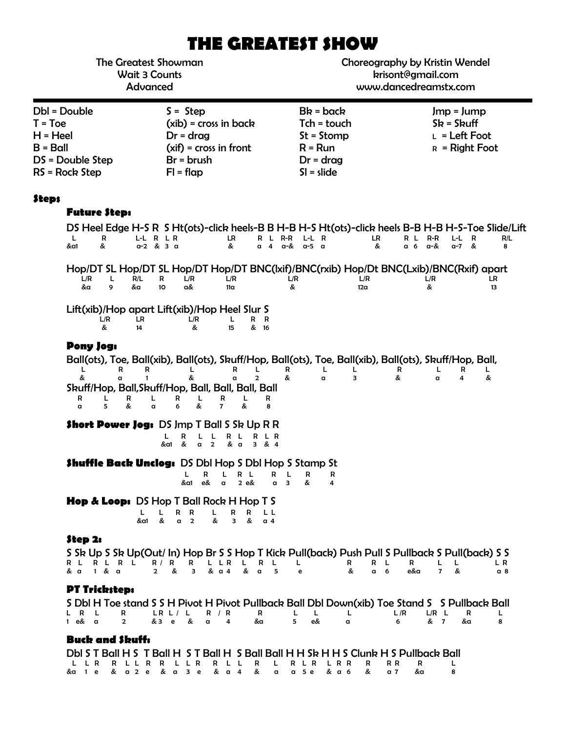# THE GREATEST SHOW

The Greatest Showman
Wait 3 Counts
Advanced

Choreography by Kristin Wendel
krisont@gmail.com
www.dancedreamstx.com

| | | | |
|---|---|---|---|
| Dbl = Double | S = Step | Bk = back | Jmp = Jump |
| T = Toe | (xib) = cross in back | Tch = touch | Sk = Skuff |
| H = Heel | Dr = drag | St = Stomp | L = Left Foot |
| B = Ball | (xif) = cross in front | R = Run | R = Right Foot |
| DS = Double Step | Br = brush | Dr = drag | |
| RS = Rock Step | Fl = flap | Sl = slide | |

## Steps

### Future Step:

```
DS Heel Edge H-S R  S Ht(ots)-click heels-B B H-B H-S Ht(ots)-click heels B-B H-B H-S-Toe Slide/Lift
 L      R     L-L  R L R              LR        R  L  R-R   L-L  R             LR      R  L   R-R   L-L   R       R/L
&a1     &     a-2  & 3 a               &        a  4  a-&   a-5  a              &      a  6   a-&   a-7   &        8

Hop/DT SL Hop/DT SL Hop/DT Hop/DT BNC(lxif)/BNC(rxib) Hop/Dt BNC(Lxib)/BNC(Rxif) apart
  L/R   L   R/L   R   L/R    L/R          L/R              L/R          L/R              LR
  &a    9   &a   10   a&     11a           &               12a           &               13

Lift(xib)/Hop apart Lift(xib)/Hop Heel Slur S
     L/R      LR         L/R       L    R  R
      &       14          &        15   &  16
```

### Pony Jog:

```
Ball(ots), Toe, Ball(xib), Ball(ots), Skuff/Hop, Ball(ots), Toe, Ball(xib), Ball(ots), Skuff/Hop, Ball,
   L        R      R          L          R   L      R        L      L          R          L   R     L
   &        a      1          &          a   2      &        a      3          &          a   4     &
Skuff/Hop, Ball,Skuff/Hop, Ball, Ball, Ball, Ball
  R   L     R     L   R     L     R     L     R
  a   5     &     a   6     &     7     &     8
```

### Short Power Jog: 

```
DS Jmp T Ball S Sk Up R R
L   R   L  L   R L   R L R
&a1 &   a  2   & a   3 & 4
```

### Shuffle Back Unclog: 

```
DS Dbl Hop S Dbl Hop S Stamp St
L   R   L  R L   R  L   R    R
&a1 e&  a  2 e&  a  3   &    4
```

### Hop & Loop: 

```
DS Hop T Ball Rock H Hop T S
L   L  R  R    L   R  R  L L
&a1 &  a  2    &   3  &  a 4
```

### Step 2:

```
S Sk Up S Sk Up(Out/ In) Hop Br S S Hop T Kick Pull(back) Push Pull S Pullback S Pull(back) S S
R L  R L R  L    R/ R     R   L L R  L  R  L     L          R     R L    R      L    L      L R
& a  1 & a       2   &    3   & a 4  &  a  5     e          &     a 6   e&a     7    &      a 8
```

### PT Trickstep:

```
S Dbl H Toe stand S S H Pivot H Pivot Pullback Ball Dbl Down(xib) Toe Stand S   S Pullback Ball
L  R  L    R      LR L/ L  R  / R      R        L    L     L          L/R    L/R L    R      L
1  e& a    2      &3 e  &  a    4      &a       5    e&    a           6      &  7   &a      8
```

### Buck and Skuff:

```
Dbl S T Ball H S  T Ball H  S T Ball H  S Ball Ball H H Sk H H S Clunk H S Pullback Ball
 L  L R   R  L L  R  R   L  L R  R   L  L   R    L  R L R  L R R   R    R R    R       L
&a  1 e   &  a 2  e  &   a  3 e  &   a  4   &    a  a 5 e  & a 6   &    a 7   &a       8
```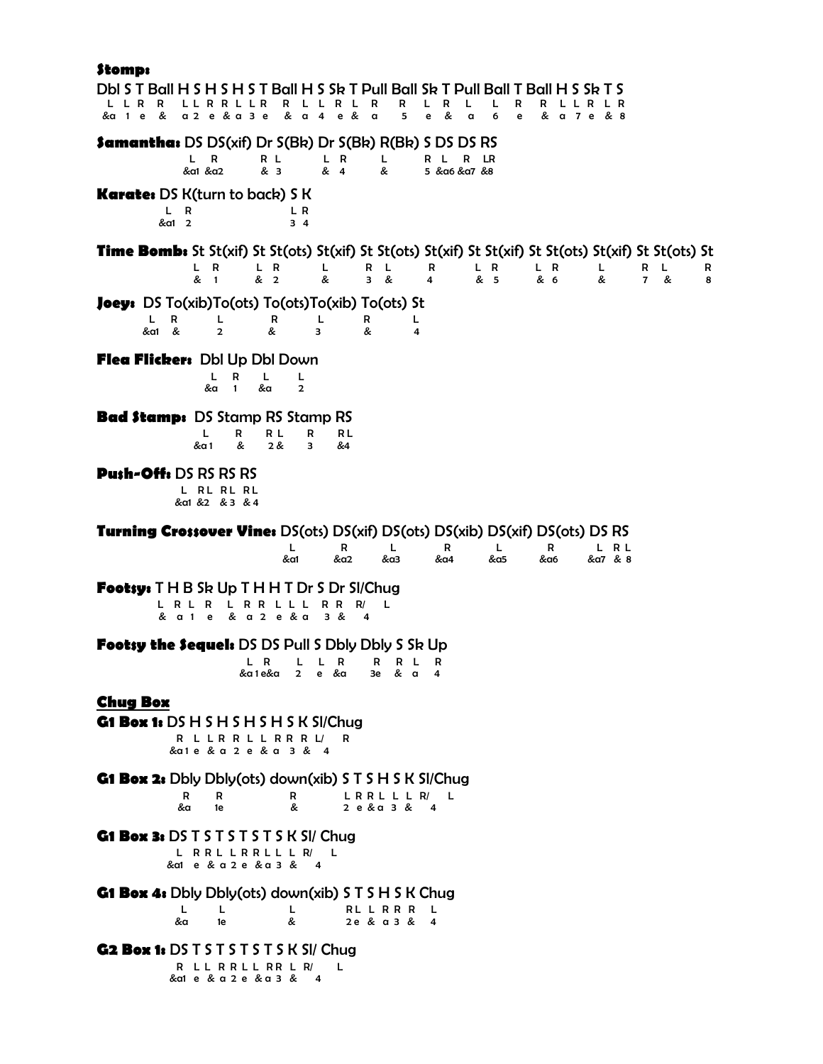**Stomp:**

```
Dbl S T Ball H S H S H S T Ball H S Sk T Pull Ball Sk T Pull Ball T Ball H S Sk T S
 L  L R  R   L L R R L L R   R  L  L R  L  R    R   L  R   L    L   R   R L L R L R
&a  1 e  &   a 2 e & a 3 e   &  a  4 e  &  a    5   e  &   a    6   e   & a 7 e & 8
```

**Samantha:** DS DS(xif) Dr S(Bk) Dr S(Bk) R(Bk) S DS DS RS

```
 L  R     R L    L  R    L    R L  R  LR
&a1 &a2   &  3   &  4    &    5 &a6 &a7 &8
```

**Karate:** DS K(turn to back) S K

```
 L  R     L R
&a1 2     3 4
```

**Time Bomb:** St St(xif) St St(ots) St(xif) St St(ots) St(xif) St St(xif) St St(ots) St(xif) St St(ots) St

```
L  R   L  R   L   R  L   R   L  R   L  R   L   R  L   R
&  1   &  2   &   3  &   4   &  5   &  6   &   7  &   8
```

**Joey:** DS To(xib)To(ots) To(ots)To(xib) To(ots) St

```
 L   R    L    R    L    R    L
&a1  &    2    &    3    &    4
```

**Flea Flicker:** Dbl Up Dbl Down

```
 L  R  L   L
&a  1  &a  2
```

**Bad Stamp:** DS Stamp RS Stamp RS

```
 L    R   R L   R   RL
&a1   &   2 &   3   &4
```

**Push-Off:** DS RS RS RS

```
 L   RL  RL  RL
&a1  &2  & 3 & 4
```

**Turning Crossover Vine:** DS(ots) DS(xif) DS(ots) DS(xib) DS(xif) DS(ots) DS RS

```
 L     R     L     R     L     R     L RL
&a1   &a2   &a3   &a4   &a5   &a6   &a7 & 8
```

**Footsy:** T H B Sk Up T H H T Dr S Dr Sl/Chug

```
L R L R  L R R L L L  R R  R/  L
& a 1 e  & a 2 e & a  3 &  4
```

**Footsy the Sequel:** DS DS Pull S Dbly Dbly S Sk Up

```
 L  R    L  L  R    R  R L  R
&a 1e&a  2  e &a    3e & a  4
```

**Chug Box**

**G1 Box 1:** DS H S H S H S H S K Sl/Chug

```
 R L L R R L L R R R L/  R
&a1 e & a 2 e & a 3 &  4
```

**G1 Box 2:** Dbly Dbly(ots) down(xib) S T S H S K Sl/Chug

```
 R    R      R     L R R L L L R/  L
&a    1e     &     2 e & a 3 &   4
```

**G1 Box 3:** DS T S T S T S T S K Sl/ Chug

```
 L  R R L L R R L L L R/  L
&a1 e & a 2 e & a 3 &   4
```

**G1 Box 4:** Dbly Dbly(ots) down(xib) S T S H S K Chug

```
 L    L      L     RL L R R R  L
&a    1e     &     2e & a 3 &  4
```

**G2 Box 1:** DS T S T S T S T S K Sl/ Chug

```
 R  L L R R L L R R L R/  L
&a1 e & a 2 e & a 3 &   4
```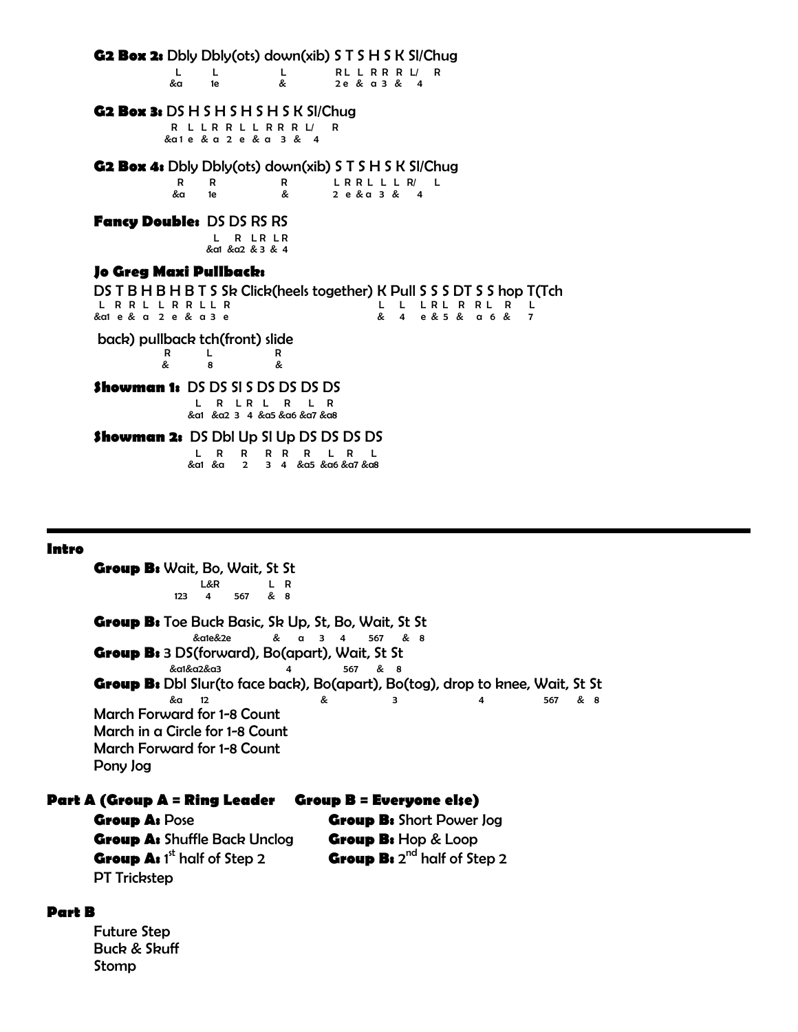**G2 Box 2:** Dbly Dbly(ots) down(xib) S T S H S K Sl/Chug

```
L     L          L       RL L R R R L/  R
&a    1e         &       2e & a 3 &    4
```

**G2 Box 3:** DS H S H S H S H S K Sl/Chug

```
R L L R R L L R R R L/  R
&a1 e & a 2 e & a 3 &   4
```

**G2 Box 4:** Dbly Dbly(ots) down(xib) S T S H S K Sl/Chug

```
R     R          R       L R R L L L R/  L
&a    1e         &       2 e &a 3 &     4
```

**Fancy Double:** DS DS RS RS

```
L   R  LR LR
&a1 &a2 & 3 & 4
```

**Jo Greg Maxi Pullback:**

DS T B H B H B T S Sk Click(heels together) K Pull S S S DT S S hop T(Tch

```
L  R R L  L R R L L R                    L   L   L R L  R  R L  R   L
&a1 e & a  2 e & a 3 e                   &   4   e & 5  &  a 6  &   7
```

back) pullback tch(front) slide

```
R        L          R
&        8          &
```

**Showman 1:** DS DS Sl S DS DS DS DS

```
L   R   L R  L   R   L   R
&a1 &a2 3  4 &a5 &a6 &a7 &a8
```

**Showman 2:** DS Dbl Up Sl Up DS DS DS DS

```
L   R   R   R R  R   L   R   L
&a1 &a  2   3 4  &a5 &a6 &a7 &a8
```

---

## Intro

**Group B:** Wait, Bo, Wait, St St

```
     L&R        L  R
123   4    567  &  8
```

**Group B:** Toe Buck Basic, Sk Up, St, Bo, Wait, St St

```
&a1e&2e    &   a   3   4   567   &  8
```

**Group B:** 3 DS(forward), Bo(apart), Wait, St St

```
&a1&a2&a3        4        567   &  8
```

**Group B:** Dbl Slur(to face back), Bo(apart), Bo(tog), drop to knee, Wait, St St

```
&a   12            &           3              4          567   &  8
```

March Forward for 1-8 Count
March in a Circle for 1-8 Count
March Forward for 1-8 Count
Pony Jog

## Part A (Group A = Ring Leader     Group B = Everyone else)

**Group A:** Pose                                    **Group B:** Short Power Jog
**Group A:** Shuffle Back Unclog               **Group B:** Hop & Loop
**Group A:** 1st half of Step 2                   **Group B:** 2nd half of Step 2
PT Trickstep

## Part B

Future Step
Buck & Skuff
Stomp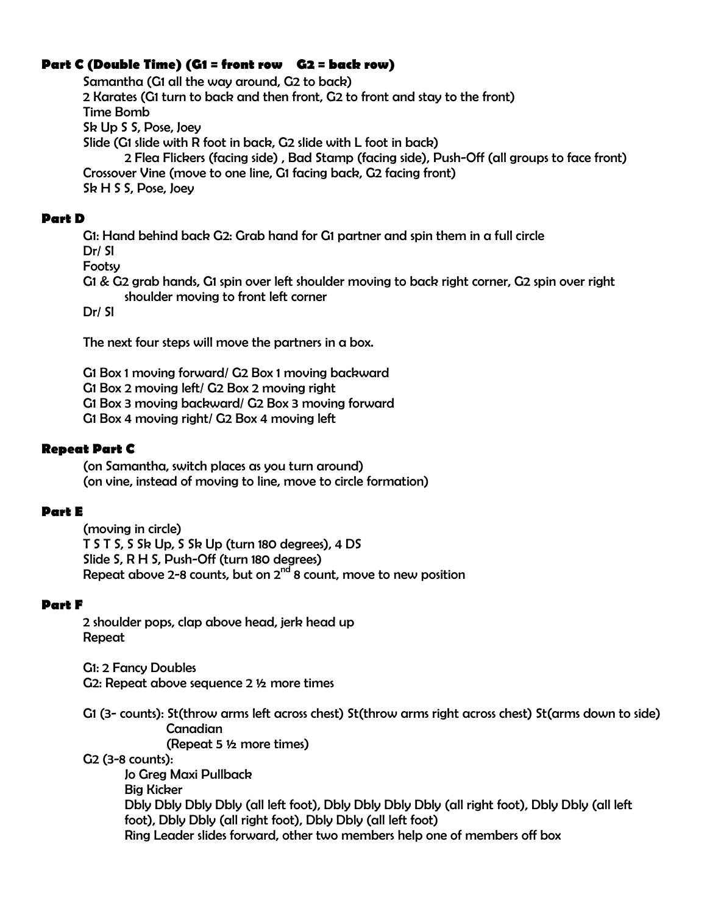### Part C (Double Time) (G1 = front row G2 = back row)

Samantha (G1 all the way around, G2 to back)
2 Karates (G1 turn to back and then front, G2 to front and stay to the front)
Time Bomb
Sk Up S S, Pose, Joey
Slide (G1 slide with R foot in back, G2 slide with L foot in back)
    2 Flea Flickers (facing side) , Bad Stamp (facing side), Push-Off (all groups to face front)
Crossover Vine (move to one line, G1 facing back, G2 facing front)
Sk H S S, Pose, Joey

### Part D

G1: Hand behind back G2: Grab hand for G1 partner and spin them in a full circle
Dr/ Sl
Footsy
G1 & G2 grab hands, G1 spin over left shoulder moving to back right corner, G2 spin over right
    shoulder moving to front left corner
Dr/ Sl

The next four steps will move the partners in a box.

G1 Box 1 moving forward/ G2 Box 1 moving backward
G1 Box 2 moving left/ G2 Box 2 moving right
G1 Box 3 moving backward/ G2 Box 3 moving forward
G1 Box 4 moving right/ G2 Box 4 moving left

### Repeat Part C

(on Samantha, switch places as you turn around)
(on vine, instead of moving to line, move to circle formation)

### Part E

(moving in circle)
T S T S, S Sk Up, S Sk Up (turn 180 degrees), 4 DS
Slide S, R H S, Push-Off (turn 180 degrees)
Repeat above 2-8 counts, but on 2nd 8 count, move to new position

### Part F

2 shoulder pops, clap above head, jerk head up
Repeat

G1: 2 Fancy Doubles
G2: Repeat above sequence 2 ½ more times

G1 (3- counts): St(throw arms left across chest) St(throw arms right across chest) St(arms down to side)
    Canadian
    (Repeat 5 ½ more times)
G2 (3-8 counts):
    Jo Greg Maxi Pullback
    Big Kicker
    Dbly Dbly Dbly Dbly (all left foot), Dbly Dbly Dbly Dbly (all right foot), Dbly Dbly (all left foot), Dbly Dbly (all right foot), Dbly Dbly (all left foot)
    Ring Leader slides forward, other two members help one of members off box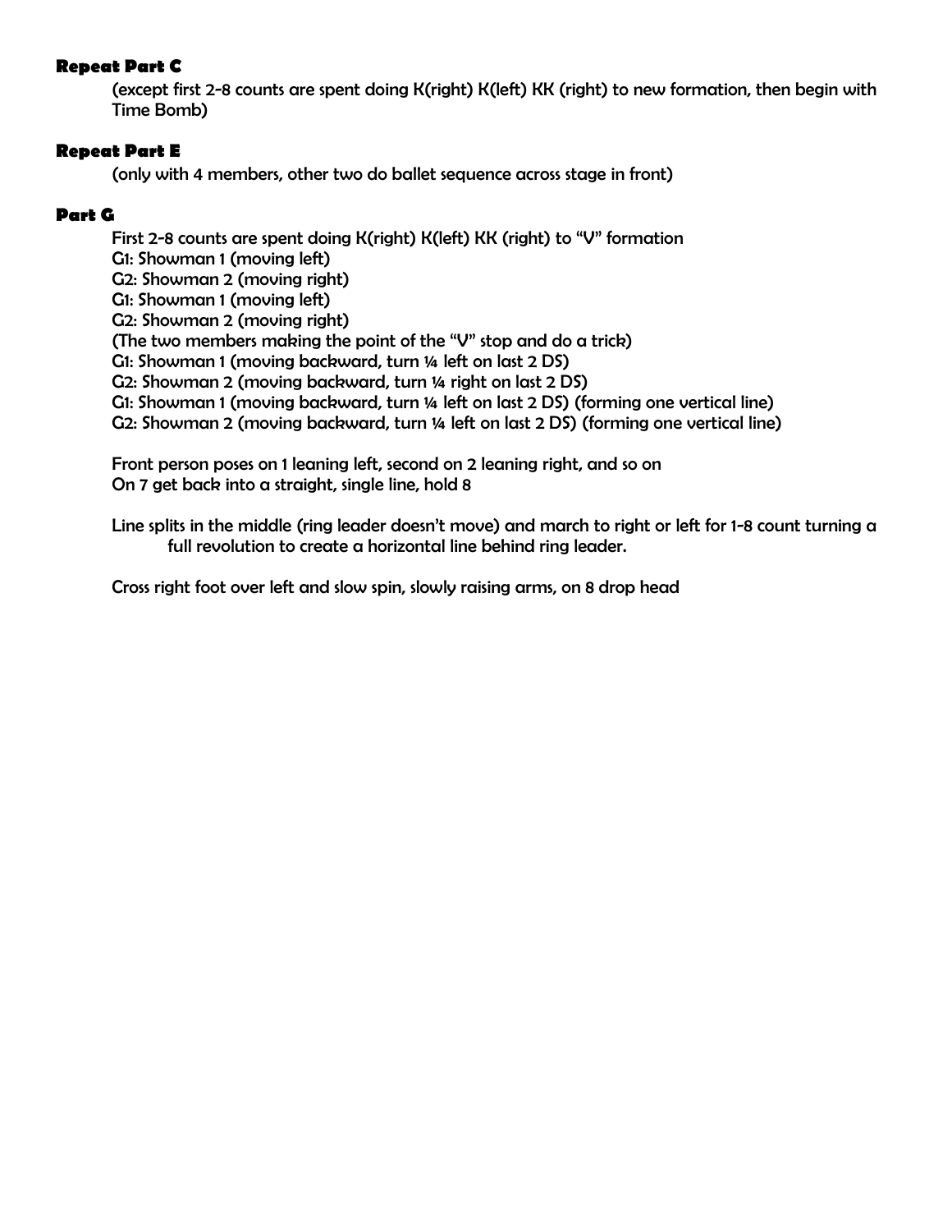### Repeat Part C

(except first 2-8 counts are spent doing K(right) K(left) KK (right) to new formation, then begin with Time Bomb)

### Repeat Part E

(only with 4 members, other two do ballet sequence across stage in front)

### Part G

First 2-8 counts are spent doing K(right) K(left) KK (right) to "V" formation
G1: Showman 1 (moving left)
G2: Showman 2 (moving right)
G1: Showman 1 (moving left)
G2: Showman 2 (moving right)
(The two members making the point of the "V" stop and do a trick)
G1: Showman 1 (moving backward, turn ¼ left on last 2 DS)
G2: Showman 2 (moving backward, turn ¼ right on last 2 DS)
G1: Showman 1 (moving backward, turn ¼ left on last 2 DS) (forming one vertical line)
G2: Showman 2 (moving backward, turn ¼ left on last 2 DS) (forming one vertical line)

Front person poses on 1 leaning left, second on 2 leaning right, and so on
On 7 get back into a straight, single line, hold 8

Line splits in the middle (ring leader doesn't move) and march to right or left for 1-8 count turning a full revolution to create a horizontal line behind ring leader.

Cross right foot over left and slow spin, slowly raising arms, on 8 drop head